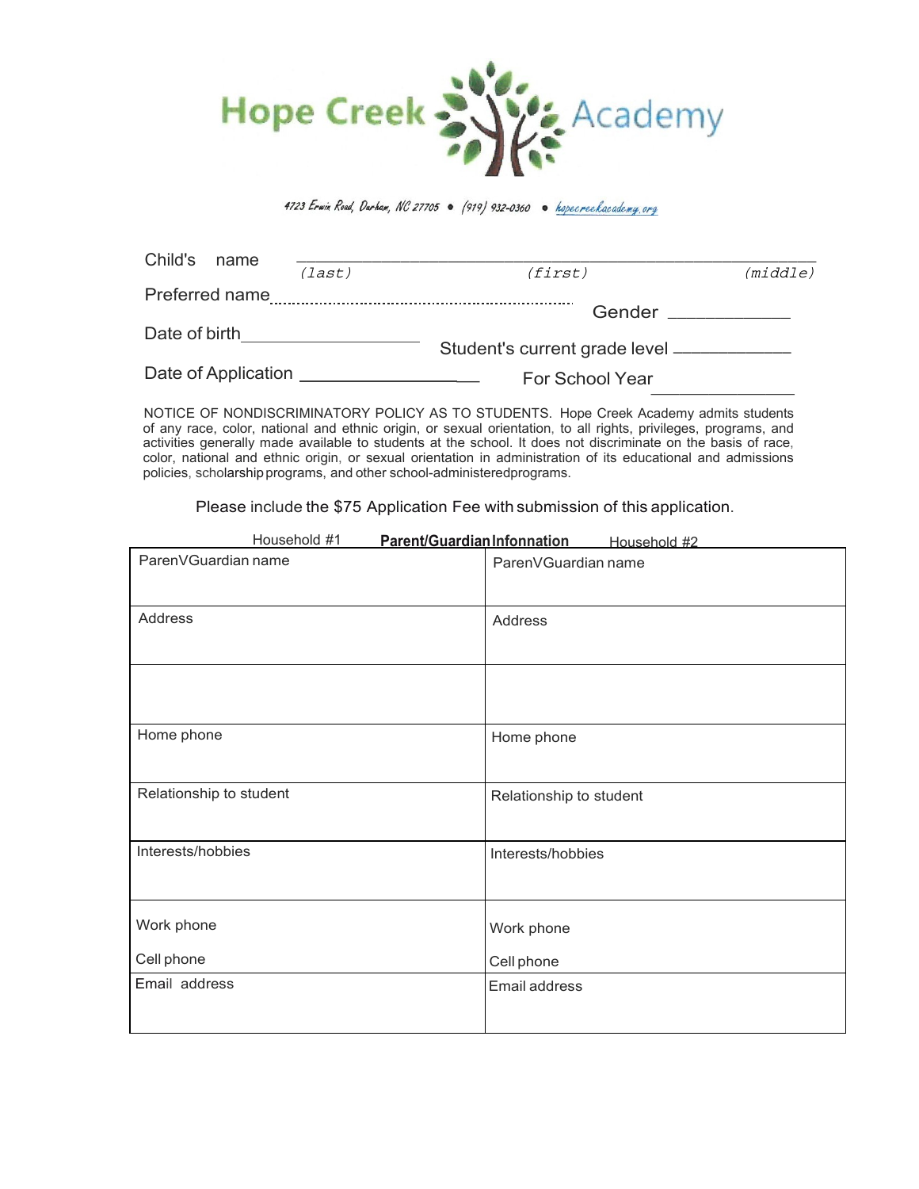# Hope Creek Academy

4723 Erwin Road, Durham, NC 27705 • (919) 932-0360 • hopecreekacademy.org

Child's name ______________________________________________
(last) (first) (middle)

Preferred name ..............................................................

Gender ______________

Date of birth ______________________

Student's current grade level ______________

Date of Application ______________________

For School Year ______________

NOTICE OF NONDISCRIMINATORY POLICY AS TO STUDENTS. Hope Creek Academy admits students of any race, color, national and ethnic origin, or sexual orientation, to all rights, privileges, programs, and activities generally made available to students at the school. It does not discriminate on the basis of race, color, national and ethnic origin, or sexual orientation in administration of its educational and admissions policies, scholarship programs, and other school-administeredprograms.

Please include the $75 Application Fee with submission of this application.

**Parent/Guardian Infonnation**

| Household #1 | Household #2 |
|---|---|
| ParenVGuardian name | ParenVGuardian name |
| Address | Address |
| | |
| Home phone | Home phone |
| Relationship to student | Relationship to student |
| Interests/hobbies | Interests/hobbies |
| Work phone<br>Cell phone | Work phone<br>Cell phone |
| Email address | Email address |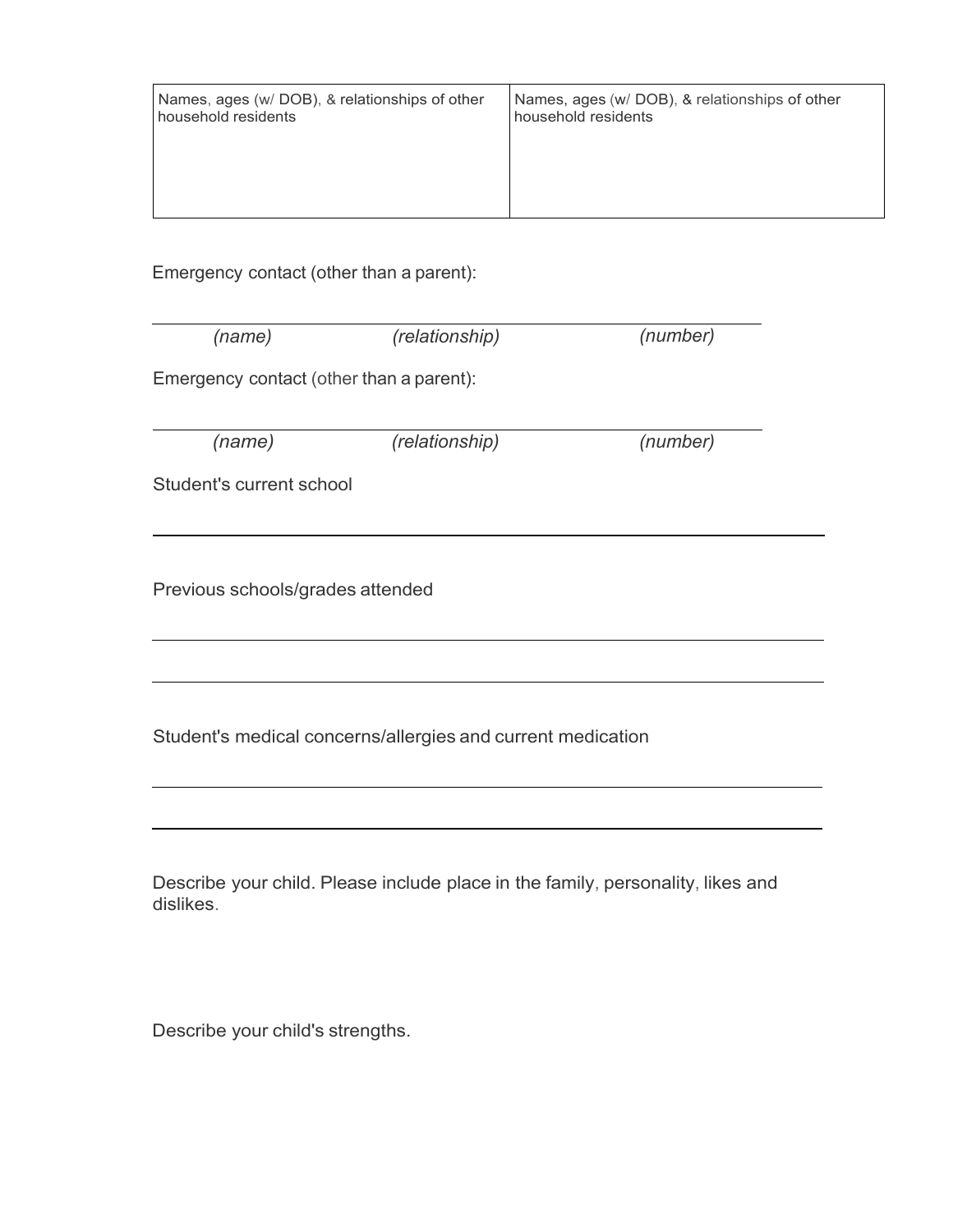| Names, ages (w/ DOB), & relationships of other household residents | Names, ages (w/ DOB), & relationships of other household residents |
| --- | --- |
| | |

Emergency contact (other than a parent):

_____________________________________________
*(name)* *(relationship)* *(number)*

Emergency contact (other than a parent):

_____________________________________________
*(name)* *(relationship)* *(number)*

Student's current school

_____________________________________________

Previous schools/grades attended

_____________________________________________

_____________________________________________

Student's medical concerns/allergies and current medication

_____________________________________________

_____________________________________________

Describe your child. Please include place in the family, personality, likes and dislikes.

Describe your child's strengths.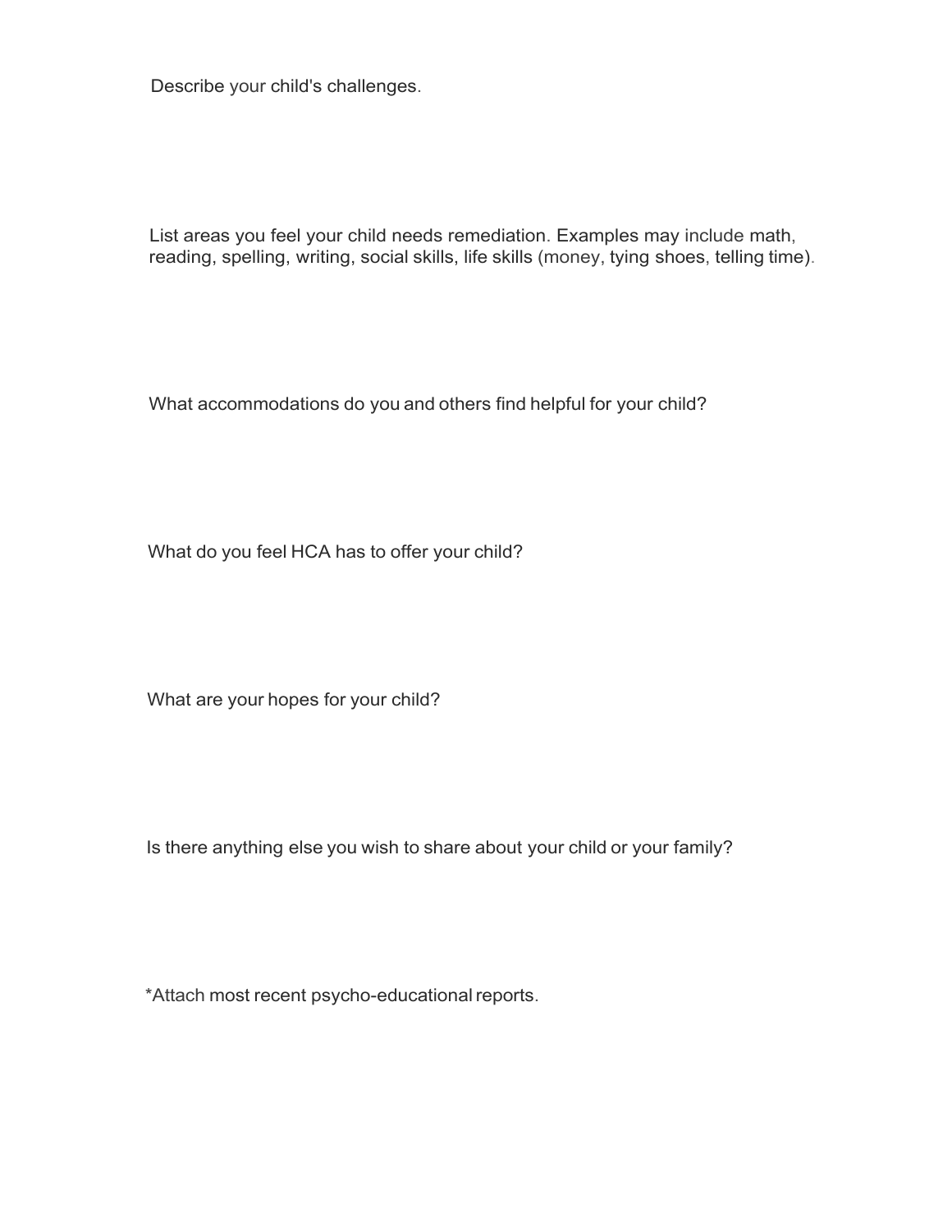Describe your child's challenges.

List areas you feel your child needs remediation. Examples may include math, reading, spelling, writing, social skills, life skills (money, tying shoes, telling time).

What accommodations do you and others find helpful for your child?

What do you feel HCA has to offer your child?

What are your hopes for your child?

Is there anything else you wish to share about your child or your family?

*Attach most recent psycho-educational reports.